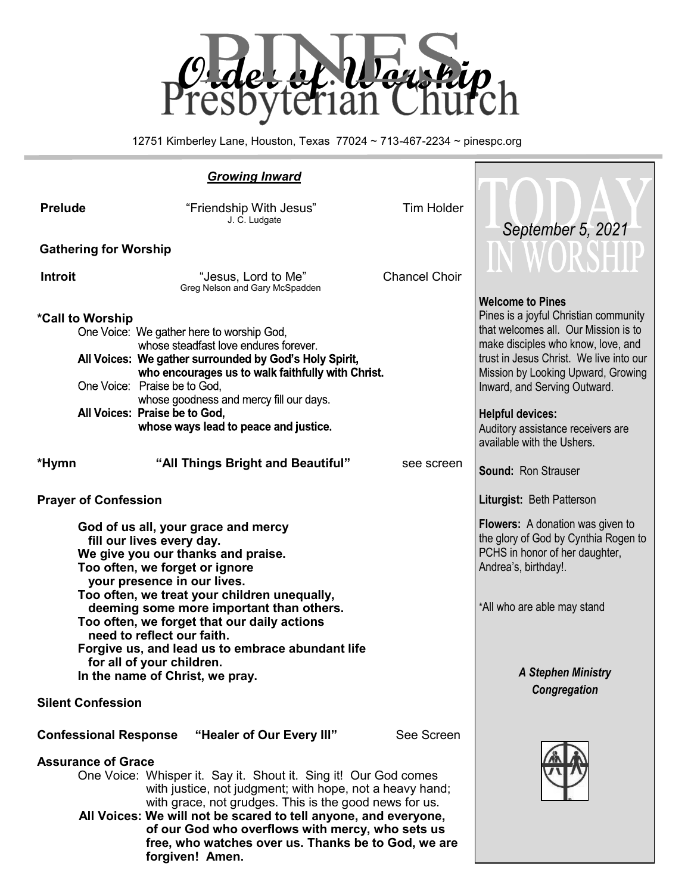# Order of Worship

# Pines Presbyterian Church

12751 Kimberley Lane, Houston, Texas 77024 ~ 713-467-2234 ~ pinespc.org

## *Growing Inward*

**Prelude** — "Friendship With Jesus" — Tim Holder
J. C. Ludgate

**Gathering for Worship**

**Introit** — "Jesus, Lord to Me" — Chancel Choir
Greg Nelson and Gary McSpadden

**\*Call to Worship**

One Voice: We gather here to worship God, whose steadfast love endures forever.
**All Voices: We gather surrounded by God's Holy Spirit, who encourages us to walk faithfully with Christ.**
One Voice: Praise be to God, whose goodness and mercy fill our days.
**All Voices: Praise be to God, whose ways lead to peace and justice.**

**\*Hymn** — **"All Things Bright and Beautiful"** — see screen

**Prayer of Confession**

**God of us all, your grace and mercy
fill our lives every day.
We give you our thanks and praise.
Too often, we forget or ignore
your presence in our lives.
Too often, we treat your children unequally,
deeming some more important than others.
Too often, we forget that our daily actions
need to reflect our faith.
Forgive us, and lead us to embrace abundant life
for all of your children.
In the name of Christ, we pray.**

**Silent Confession**

**Confessional Response** — **"Healer of Our Every Ill"** — See Screen

**Assurance of Grace**

One Voice: Whisper it. Say it. Shout it. Sing it! Our God comes with justice, not judgment; with hope, not a heavy hand; with grace, not grudges. This is the good news for us.
**All Voices: We will not be scared to tell anyone, and everyone, of our God who overflows with mercy, who sets us free, who watches over us. Thanks be to God, we are forgiven! Amen.**

---

# TODAY IN WORSHIP

*September 5, 2021*

**Welcome to Pines**
Pines is a joyful Christian community that welcomes all. Our Mission is to make disciples who know, love, and trust in Jesus Christ. We live into our Mission by Looking Upward, Growing Inward, and Serving Outward.

**Helpful devices:**
Auditory assistance receivers are available with the Ushers.

**Sound:** Ron Strauser

**Liturgist:** Beth Patterson

**Flowers:** A donation was given to the glory of God by Cynthia Rogen to PCHS in honor of her daughter, Andrea's, birthday!.

\*All who are able may stand

***A Stephen Ministry Congregation***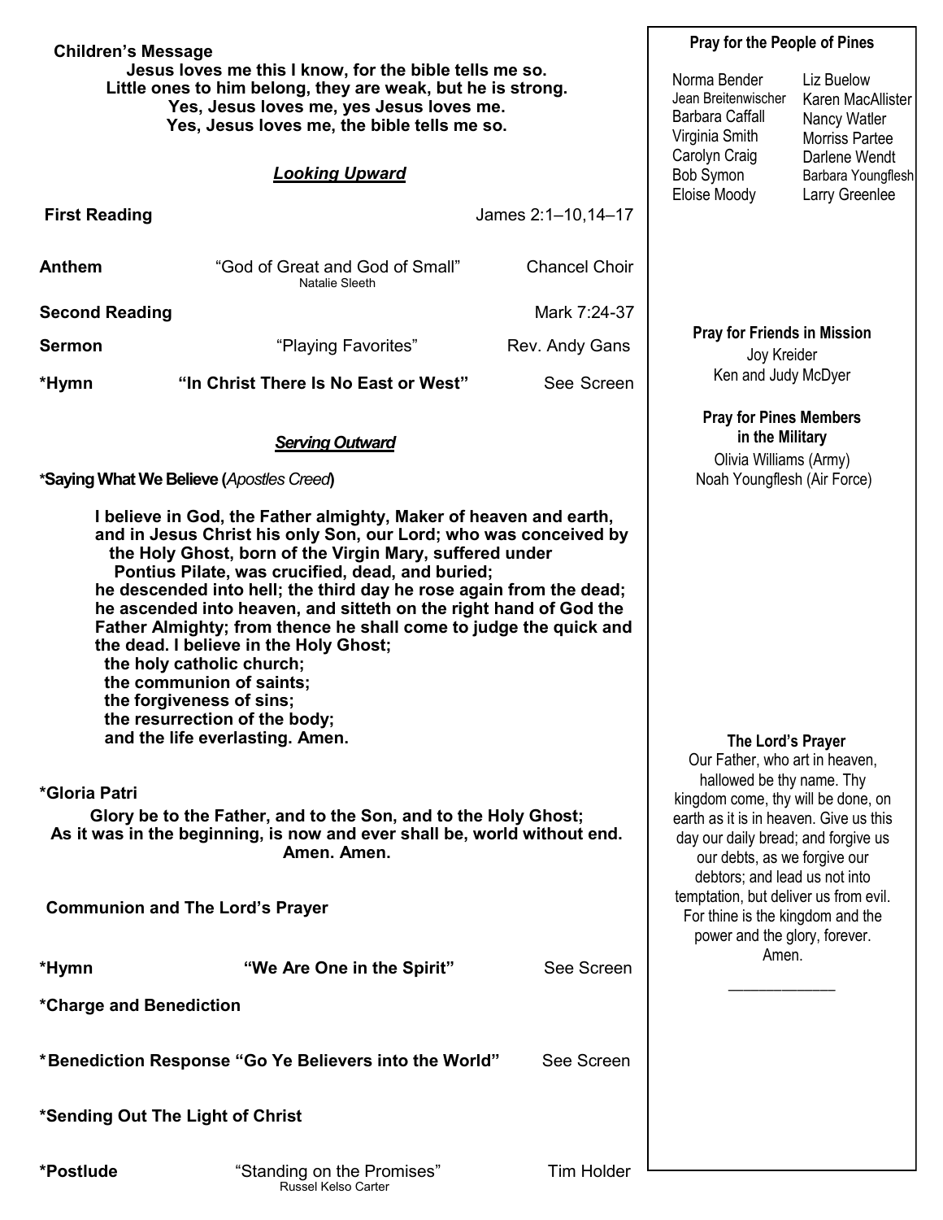**Children's Message**

**Jesus loves me this I know, for the bible tells me so.**
**Little ones to him belong, they are weak, but he is strong.**
**Yes, Jesus loves me, yes Jesus loves me.**
**Yes, Jesus loves me, the bible tells me so.**

## ***Looking Upward***

**First Reading** — James 2:1–10,14–17

**Anthem** — "God of Great and God of Small" (Natalie Sleeth) — Chancel Choir

**Second Reading** — Mark 7:24-37

**Sermon** — "Playing Favorites" — Rev. Andy Gans

**\*Hymn** — **"In Christ There Is No East or West"** — See Screen

## ***Serving Outward***

**\*Saying What We Believe (*Apostles Creed*)**

**I believe in God, the Father almighty, Maker of heaven and earth, and in Jesus Christ his only Son, our Lord; who was conceived by the Holy Ghost, born of the Virgin Mary, suffered under Pontius Pilate, was crucified, dead, and buried;**
**he descended into hell; the third day he rose again from the dead; he ascended into heaven, and sitteth on the right hand of God the Father Almighty; from thence he shall come to judge the quick and the dead. I believe in the Holy Ghost;**
**the holy catholic church;**
**the communion of saints;**
**the forgiveness of sins;**
**the resurrection of the body;**
**and the life everlasting. Amen.**

**\*Gloria Patri**

**Glory be to the Father, and to the Son, and to the Holy Ghost;**
**As it was in the beginning, is now and ever shall be, world without end. Amen. Amen.**

**Communion and The Lord's Prayer**

**\*Hymn** — **"We Are One in the Spirit"** — See Screen

**\*Charge and Benediction**

**\*Benediction Response "Go Ye Believers into the World"** — See Screen

**\*Sending Out The Light of Christ**

**\*Postlude** — "Standing on the Promises" (Russel Kelso Carter) — Tim Holder

---

**Pray for the People of Pines**

- Norma Bender
- Jean Breitenwischer
- Barbara Caffall
- Virginia Smith
- Carolyn Craig
- Bob Symon
- Eloise Moody
- Liz Buelow
- Karen MacAllister
- Nancy Watler
- Morriss Partee
- Darlene Wendt
- Barbara Youngflesh
- Larry Greenlee

**Pray for Friends in Mission**

Joy Kreider
Ken and Judy McDyer

**Pray for Pines Members in the Military**

Olivia Williams (Army)
Noah Youngflesh (Air Force)

**The Lord's Prayer**

Our Father, who art in heaven, hallowed be thy name. Thy kingdom come, thy will be done, on earth as it is in heaven. Give us this day our daily bread; and forgive us our debts, as we forgive our debtors; and lead us not into temptation, but deliver us from evil. For thine is the kingdom and the power and the glory, forever. Amen.

\_\_\_\_\_\_\_\_\_\_\_\_\_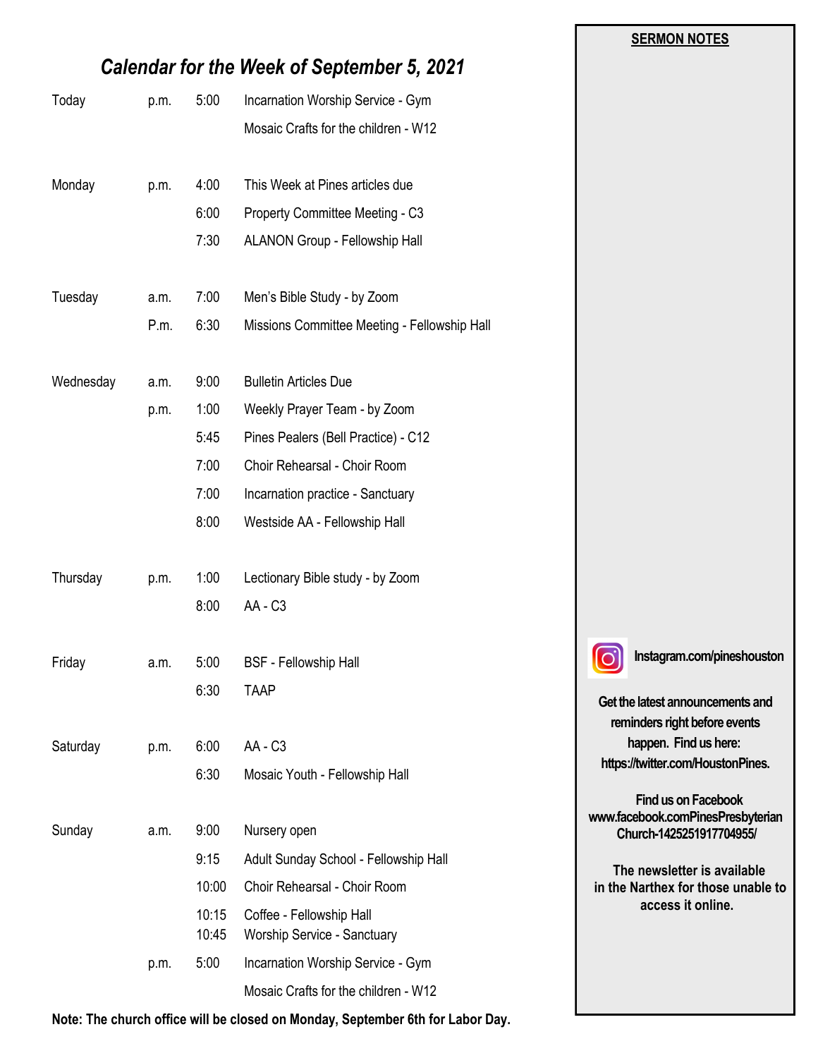## *Calendar for the Week of September 5, 2021*

| | | | |
|---|---|---|---|
| Today | p.m. | 5:00 | Incarnation Worship Service - Gym |
| | | | Mosaic Crafts for the children - W12 |
| Monday | p.m. | 4:00 | This Week at Pines articles due |
| | | 6:00 | Property Committee Meeting - C3 |
| | | 7:30 | ALANON Group - Fellowship Hall |
| Tuesday | a.m. | 7:00 | Men's Bible Study - by Zoom |
| | P.m. | 6:30 | Missions Committee Meeting - Fellowship Hall |
| Wednesday | a.m. | 9:00 | Bulletin Articles Due |
| | p.m. | 1:00 | Weekly Prayer Team - by Zoom |
| | | 5:45 | Pines Pealers (Bell Practice) - C12 |
| | | 7:00 | Choir Rehearsal - Choir Room |
| | | 7:00 | Incarnation practice - Sanctuary |
| | | 8:00 | Westside AA - Fellowship Hall |
| Thursday | p.m. | 1:00 | Lectionary Bible study - by Zoom |
| | | 8:00 | AA - C3 |
| Friday | a.m. | 5:00 | BSF - Fellowship Hall |
| | | 6:30 | TAAP |
| Saturday | p.m. | 6:00 | AA - C3 |
| | | 6:30 | Mosaic Youth - Fellowship Hall |
| Sunday | a.m. | 9:00 | Nursery open |
| | | 9:15 | Adult Sunday School - Fellowship Hall |
| | | 10:00 | Choir Rehearsal - Choir Room |
| | | 10:15 | Coffee - Fellowship Hall |
| | | 10:45 | Worship Service - Sanctuary |
| | p.m. | 5:00 | Incarnation Worship Service - Gym |
| | | | Mosaic Crafts for the children - W12 |

**Note: The church office will be closed on Monday, September 6th for Labor Day.**

**SERMON NOTES**

**Instagram.com/pineshouston**

**Get the latest announcements and reminders right before events happen. Find us here: https://twitter.com/HoustonPines.**

**Find us on Facebook www.facebook.comPinesPresbyterian Church-1425251917704955/**

**The newsletter is available in the Narthex for those unable to access it online.**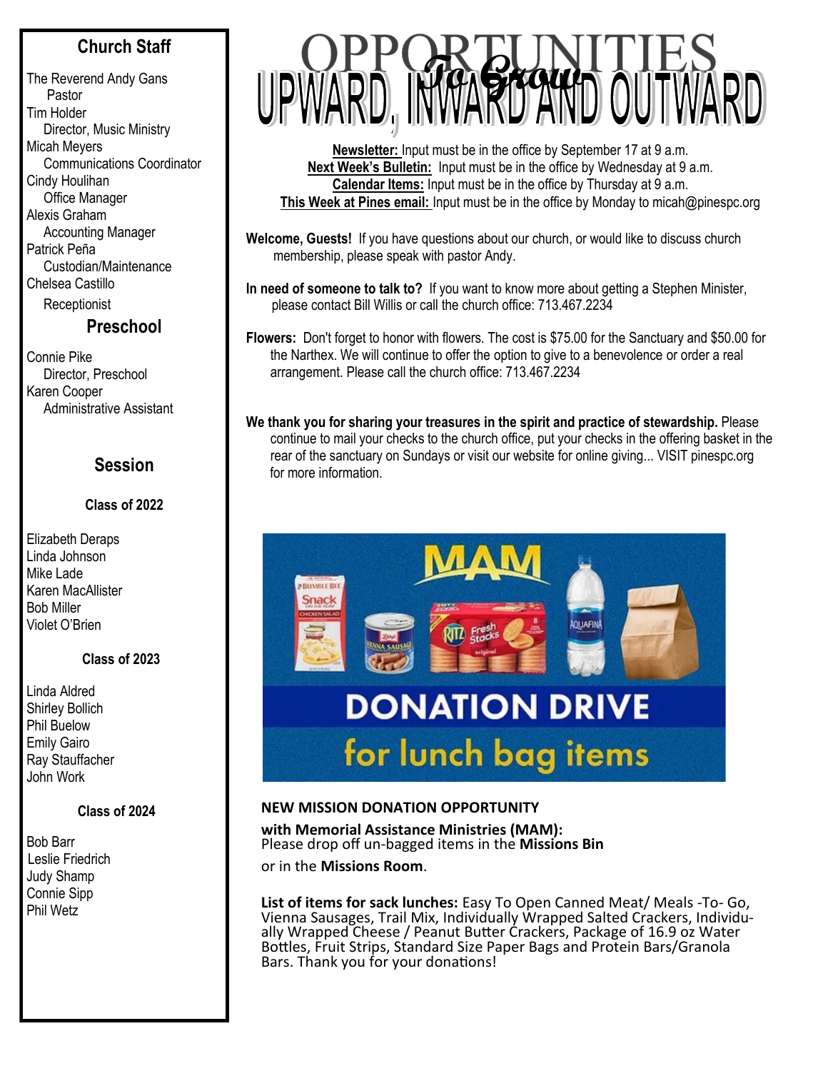# OPPORTUNITIES To Grow UPWARD, INWARD AND OUTWARD

**Newsletter:** Input must be in the office by September 17 at 9 a.m.
**Next Week's Bulletin:** Input must be in the office by Wednesday at 9 a.m.
**Calendar Items:** Input must be in the office by Thursday at 9 a.m.
**This Week at Pines email:** Input must be in the office by Monday to micah@pinespc.org

**Welcome, Guests!** If you have questions about our church, or would like to discuss church membership, please speak with pastor Andy.

**In need of someone to talk to?** If you want to know more about getting a Stephen Minister, please contact Bill Willis or call the church office: 713.467.2234

**Flowers:** Don't forget to honor with flowers. The cost is $75.00 for the Sanctuary and $50.00 for the Narthex. We will continue to offer the option to give to a benevolence or order a real arrangement. Please call the church office: 713.467.2234

**We thank you for sharing your treasures in the spirit and practice of stewardship.** Please continue to mail your checks to the church office, put your checks in the offering basket in the rear of the sanctuary on Sundays or visit our website for online giving... VISIT pinespc.org for more information.

MAM

DONATION DRIVE

for lunch bag items

**NEW MISSION DONATION OPPORTUNITY**

**with Memorial Assistance Ministries (MAM):**
Please drop off un-bagged items in the **Missions Bin** or in the **Missions Room**.

**List of items for sack lunches:** Easy To Open Canned Meat/ Meals -To- Go, Vienna Sausages, Trail Mix, Individually Wrapped Salted Crackers, Individually Wrapped Cheese / Peanut Butter Crackers, Package of 16.9 oz Water Bottles, Fruit Strips, Standard Size Paper Bags and Protein Bars/Granola Bars. Thank you for your donations!

## Church Staff

The Reverend Andy Gans
Pastor
Tim Holder
Director, Music Ministry
Micah Meyers
Communications Coordinator
Cindy Houlihan
Office Manager
Alexis Graham
Accounting Manager
Patrick Peña
Custodian/Maintenance
Chelsea Castillo
Receptionist

## Preschool

Connie Pike
Director, Preschool
Karen Cooper
Administrative Assistant

## Session

### Class of 2022

Elizabeth Deraps
Linda Johnson
Mike Lade
Karen MacAllister
Bob Miller
Violet O'Brien

### Class of 2023

Linda Aldred
Shirley Bollich
Phil Buelow
Emily Gairo
Ray Stauffacher
John Work

### Class of 2024

Bob Barr
Leslie Friedrich
Judy Shamp
Connie Sipp
Phil Wetz